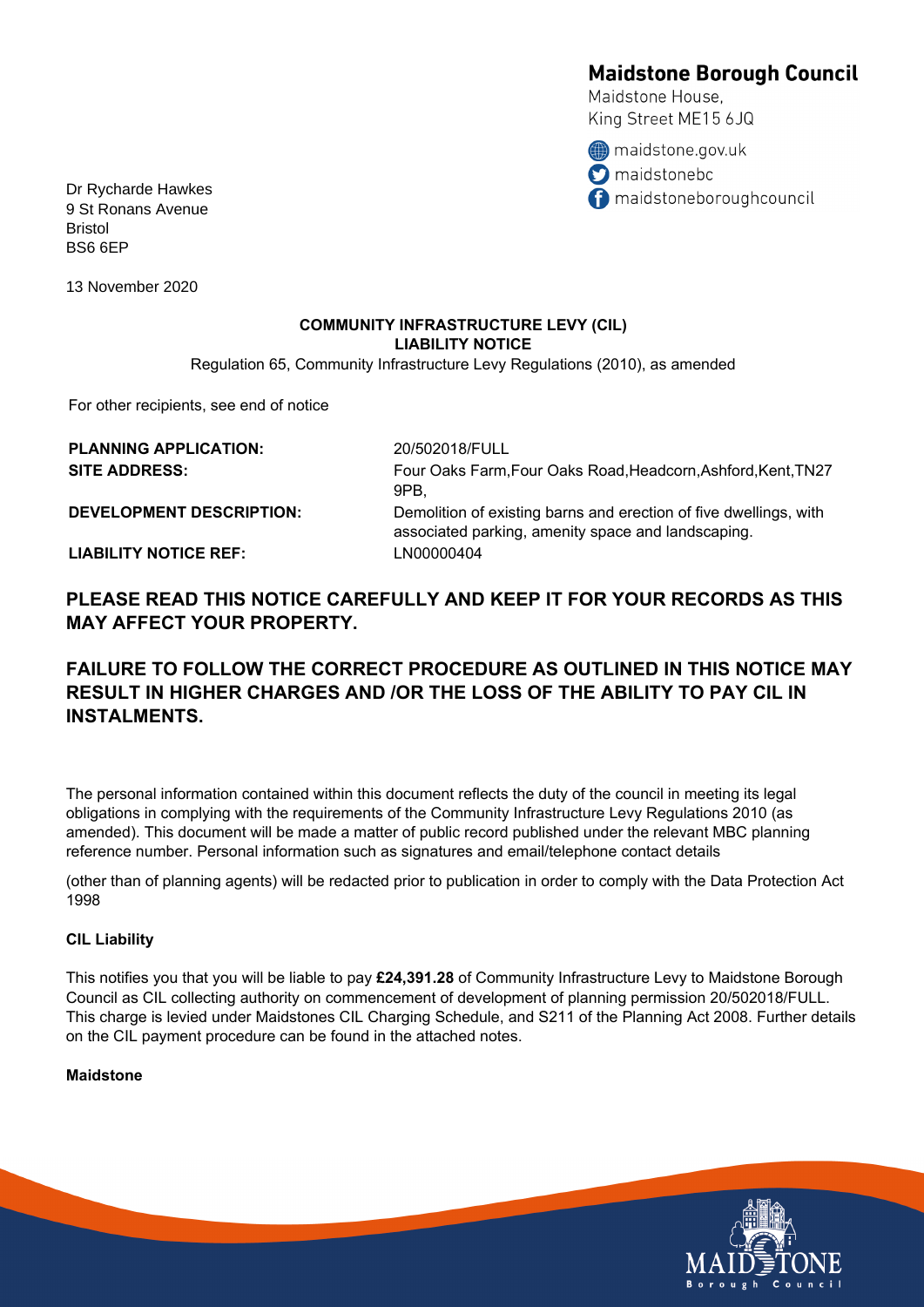**Maidstone Borough Council**
Maidstone House,
King Street ME15 6JQ

maidstone.gov.uk
maidstonebc
maidstoneboroughcouncil

Dr Rycharde Hawkes
9 St Ronans Avenue
Bristol
BS6 6EP

13 November 2020

**COMMUNITY INFRASTRUCTURE LEVY (CIL)**
**LIABILITY NOTICE**

Regulation 65, Community Infrastructure Levy Regulations (2010), as amended

For other recipients, see end of notice

| | |
|---|---|
| **PLANNING APPLICATION:** | 20/502018/FULL |
| **SITE ADDRESS:** | Four Oaks Farm,Four Oaks Road,Headcorn,Ashford,Kent,TN27 9PB, |
| **DEVELOPMENT DESCRIPTION:** | Demolition of existing barns and erection of five dwellings, with associated parking, amenity space and landscaping. |
| **LIABILITY NOTICE REF:** | LN00000404 |

## PLEASE READ THIS NOTICE CAREFULLY AND KEEP IT FOR YOUR RECORDS AS THIS MAY AFFECT YOUR PROPERTY.

## FAILURE TO FOLLOW THE CORRECT PROCEDURE AS OUTLINED IN THIS NOTICE MAY RESULT IN HIGHER CHARGES AND /OR THE LOSS OF THE ABILITY TO PAY CIL IN INSTALMENTS.

The personal information contained within this document reflects the duty of the council in meeting its legal obligations in complying with the requirements of the Community Infrastructure Levy Regulations 2010 (as amended). This document will be made a matter of public record published under the relevant MBC planning reference number. Personal information such as signatures and email/telephone contact details

(other than of planning agents) will be redacted prior to publication in order to comply with the Data Protection Act 1998

**CIL Liability**

This notifies you that you will be liable to pay **£24,391.28** of Community Infrastructure Levy to Maidstone Borough Council as CIL collecting authority on commencement of development of planning permission 20/502018/FULL. This charge is levied under Maidstones CIL Charging Schedule, and S211 of the Planning Act 2008. Further details on the CIL payment procedure can be found in the attached notes.

**Maidstone**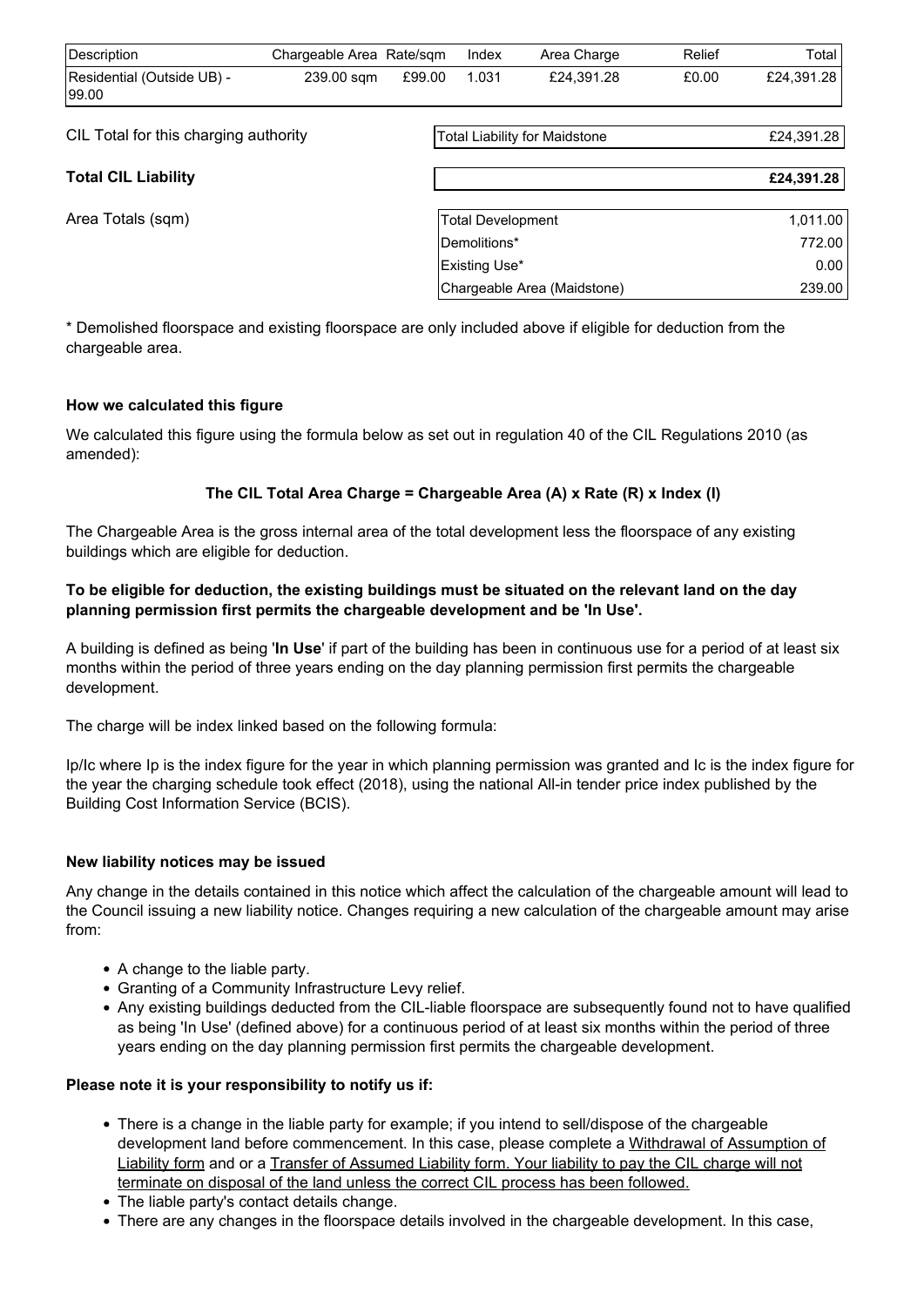| Description | Chargeable Area | Rate/sqm | Index | Area Charge | Relief | Total |
|---|---|---|---|---|---|---|
| Residential (Outside UB) - 99.00 | 239.00 sqm | £99.00 | 1.031 | £24,391.28 | £0.00 | £24,391.28 |

CIL Total for this charging authority

| Total Liability for Maidstone | £24,391.28 |
|---|---|

**Total CIL Liability**

| | **£24,391.28** |
|---|---|

Area Totals (sqm)

| | |
|---|---|
| Total Development | 1,011.00 |
| Demolitions* | 772.00 |
| Existing Use* | 0.00 |
| Chargeable Area (Maidstone) | 239.00 |

* Demolished floorspace and existing floorspace are only included above if eligible for deduction from the chargeable area.

**How we calculated this figure**

We calculated this figure using the formula below as set out in regulation 40 of the CIL Regulations 2010 (as amended):

**The CIL Total Area Charge = Chargeable Area (A) x Rate (R) x Index (I)**

The Chargeable Area is the gross internal area of the total development less the floorspace of any existing buildings which are eligible for deduction.

**To be eligible for deduction, the existing buildings must be situated on the relevant land on the day planning permission first permits the chargeable development and be 'In Use'.**

A building is defined as being '**In Use**' if part of the building has been in continuous use for a period of at least six months within the period of three years ending on the day planning permission first permits the chargeable development.

The charge will be index linked based on the following formula:

Ip/Ic where Ip is the index figure for the year in which planning permission was granted and Ic is the index figure for the year the charging schedule took effect (2018), using the national All-in tender price index published by the Building Cost Information Service (BCIS).

**New liability notices may be issued**

Any change in the details contained in this notice which affect the calculation of the chargeable amount will lead to the Council issuing a new liability notice. Changes requiring a new calculation of the chargeable amount may arise from:

- A change to the liable party.
- Granting of a Community Infrastructure Levy relief.
- Any existing buildings deducted from the CIL-liable floorspace are subsequently found not to have qualified as being 'In Use' (defined above) for a continuous period of at least six months within the period of three years ending on the day planning permission first permits the chargeable development.

**Please note it is your responsibility to notify us if:**

- There is a change in the liable party for example; if you intend to sell/dispose of the chargeable development land before commencement. In this case, please complete a Withdrawal of Assumption of Liability form and or a Transfer of Assumed Liability form. Your liability to pay the CIL charge will not terminate on disposal of the land unless the correct CIL process has been followed.
- The liable party's contact details change.
- There are any changes in the floorspace details involved in the chargeable development. In this case,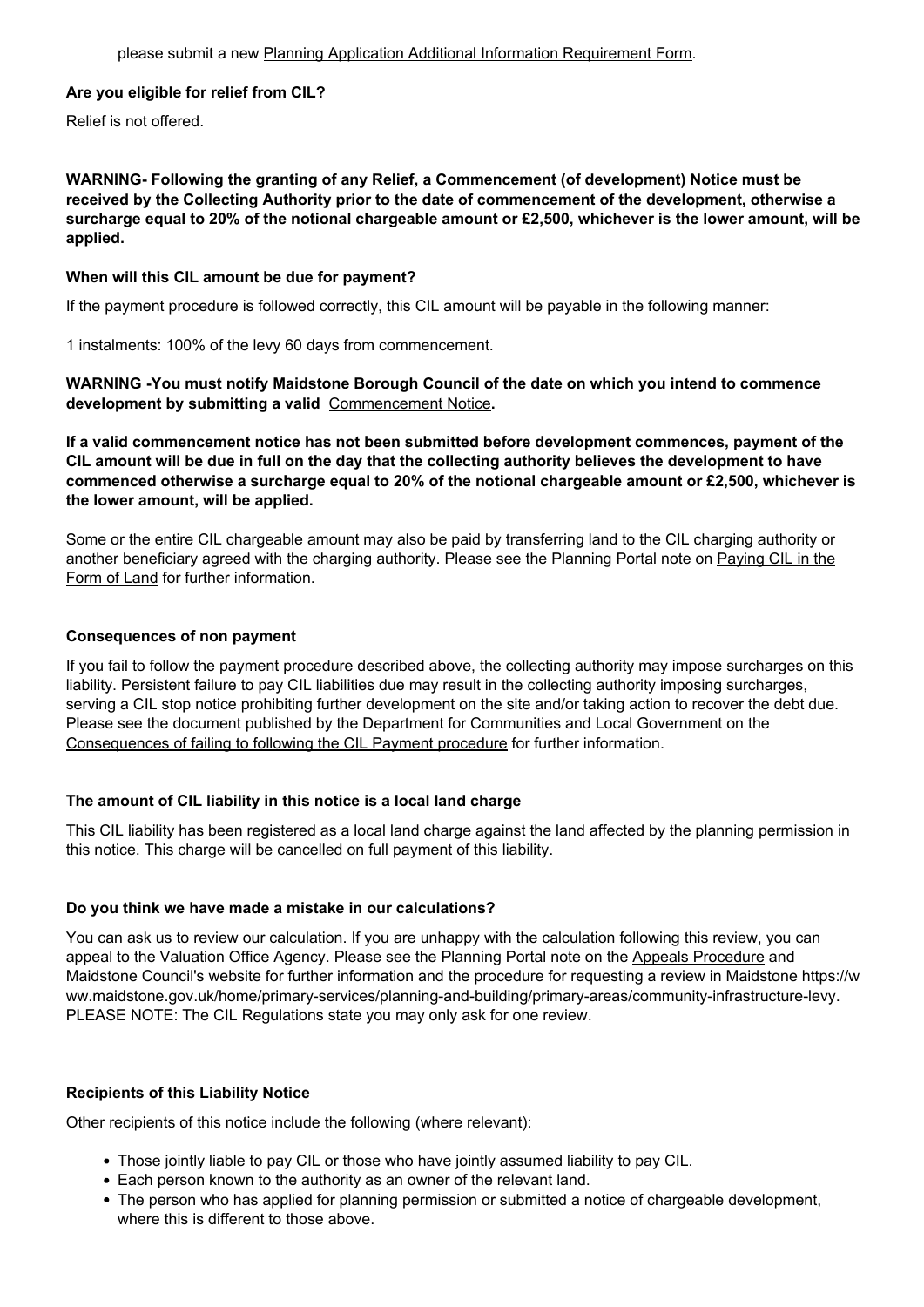please submit a new Planning Application Additional Information Requirement Form.

**Are you eligible for relief from CIL?**

Relief is not offered.

**WARNING- Following the granting of any Relief, a Commencement (of development) Notice must be received by the Collecting Authority prior to the date of commencement of the development, otherwise a surcharge equal to 20% of the notional chargeable amount or £2,500, whichever is the lower amount, will be applied.**

**When will this CIL amount be due for payment?**

If the payment procedure is followed correctly, this CIL amount will be payable in the following manner:

1 instalments: 100% of the levy 60 days from commencement.

**WARNING -You must notify Maidstone Borough Council of the date on which you intend to commence development by submitting a valid Commencement Notice.**

**If a valid commencement notice has not been submitted before development commences, payment of the CIL amount will be due in full on the day that the collecting authority believes the development to have commenced otherwise a surcharge equal to 20% of the notional chargeable amount or £2,500, whichever is the lower amount, will be applied.**

Some or the entire CIL chargeable amount may also be paid by transferring land to the CIL charging authority or another beneficiary agreed with the charging authority. Please see the Planning Portal note on Paying CIL in the Form of Land for further information.

**Consequences of non payment**

If you fail to follow the payment procedure described above, the collecting authority may impose surcharges on this liability. Persistent failure to pay CIL liabilities due may result in the collecting authority imposing surcharges, serving a CIL stop notice prohibiting further development on the site and/or taking action to recover the debt due. Please see the document published by the Department for Communities and Local Government on the Consequences of failing to following the CIL Payment procedure for further information.

**The amount of CIL liability in this notice is a local land charge**

This CIL liability has been registered as a local land charge against the land affected by the planning permission in this notice. This charge will be cancelled on full payment of this liability.

**Do you think we have made a mistake in our calculations?**

You can ask us to review our calculation. If you are unhappy with the calculation following this review, you can appeal to the Valuation Office Agency. Please see the Planning Portal note on the Appeals Procedure and Maidstone Council's website for further information and the procedure for requesting a review in Maidstone https://www.maidstone.gov.uk/home/primary-services/planning-and-building/primary-areas/community-infrastructure-levy. PLEASE NOTE: The CIL Regulations state you may only ask for one review.

**Recipients of this Liability Notice**

Other recipients of this notice include the following (where relevant):

- Those jointly liable to pay CIL or those who have jointly assumed liability to pay CIL.
- Each person known to the authority as an owner of the relevant land.
- The person who has applied for planning permission or submitted a notice of chargeable development, where this is different to those above.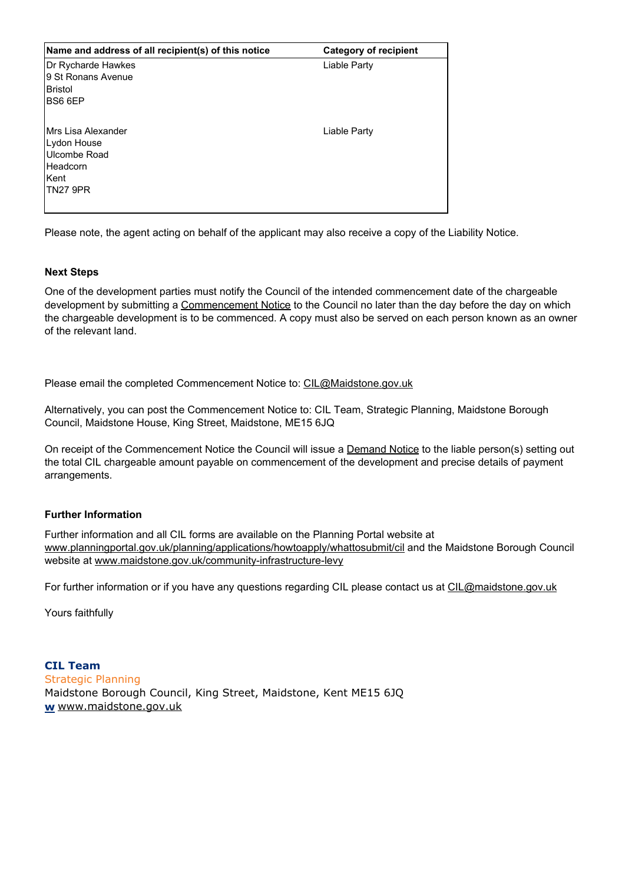| Name and address of all recipient(s) of this notice | Category of recipient |
|---|---|
| Dr Rycharde Hawkes<br>9 St Ronans Avenue<br>Bristol<br>BS6 6EP | Liable Party |
| Mrs Lisa Alexander<br>Lydon House<br>Ulcombe Road<br>Headcorn<br>Kent<br>TN27 9PR | Liable Party |

Please note, the agent acting on behalf of the applicant may also receive a copy of the Liability Notice.

**Next Steps**

One of the development parties must notify the Council of the intended commencement date of the chargeable development by submitting a Commencement Notice to the Council no later than the day before the day on which the chargeable development is to be commenced. A copy must also be served on each person known as an owner of the relevant land.

Please email the completed Commencement Notice to: CIL@Maidstone.gov.uk

Alternatively, you can post the Commencement Notice to: CIL Team, Strategic Planning, Maidstone Borough Council, Maidstone House, King Street, Maidstone, ME15 6JQ

On receipt of the Commencement Notice the Council will issue a Demand Notice to the liable person(s) setting out the total CIL chargeable amount payable on commencement of the development and precise details of payment arrangements.

**Further Information**

Further information and all CIL forms are available on the Planning Portal website at www.planningportal.gov.uk/planning/applications/howtoapply/whattosubmit/cil and the Maidstone Borough Council website at www.maidstone.gov.uk/community-infrastructure-levy

For further information or if you have any questions regarding CIL please contact us at CIL@maidstone.gov.uk

Yours faithfully

**CIL Team**
Strategic Planning
Maidstone Borough Council, King Street, Maidstone, Kent ME15 6JQ
**w** www.maidstone.gov.uk